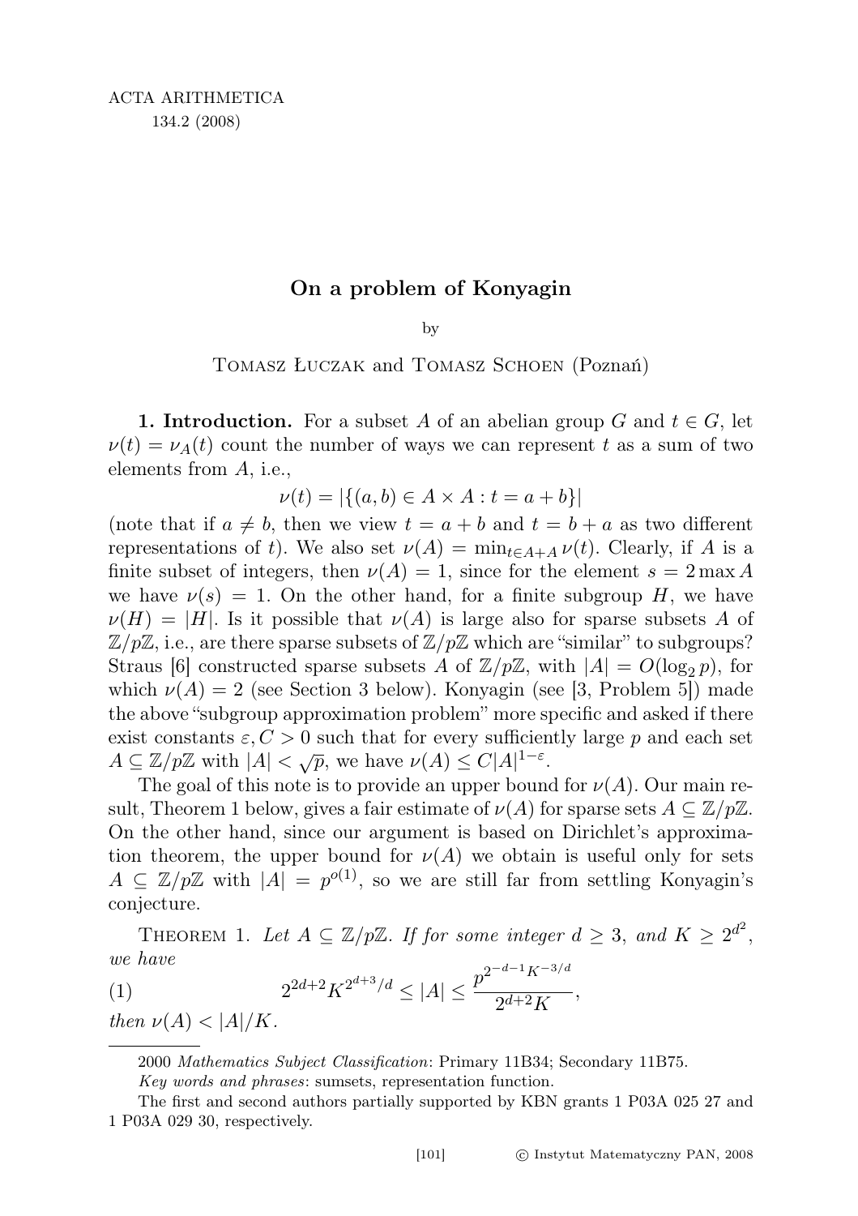# On a problem of Konyagin

by

Tomasz Łuczak and Tomasz Schoen (Poznań)

**1. Introduction.** For a subset $A$ of an abelian group $G$ and $t \in G$, let $\nu(t) = \nu_A(t)$ count the number of ways we can represent $t$ as a sum of two elements from $A$, i.e.,

$$\nu(t) = |\{(a,b) \in A \times A : t = a + b\}|$$

(note that if $a \neq b$, then we view $t = a + b$ and $t = b + a$ as two different representations of $t$). We also set $\nu(A) = \min_{t \in A+A} \nu(t)$. Clearly, if $A$ is a finite subset of integers, then $\nu(A) = 1$, since for the element $s = 2 \max A$ we have $\nu(s) = 1$. On the other hand, for a finite subgroup $H$, we have $\nu(H) = |H|$. Is it possible that $\nu(A)$ is large also for sparse subsets $A$ of $\mathbb{Z}/p\mathbb{Z}$, i.e., are there sparse subsets of $\mathbb{Z}/p\mathbb{Z}$ which are "similar" to subgroups? Straus [6] constructed sparse subsets $A$ of $\mathbb{Z}/p\mathbb{Z}$, with $|A| = O(\log_2 p)$, for which $\nu(A) = 2$ (see Section 3 below). Konyagin (see [3, Problem 5]) made the above "subgroup approximation problem" more specific and asked if there exist constants $\varepsilon, C > 0$ such that for every sufficiently large $p$ and each set $A \subseteq \mathbb{Z}/p\mathbb{Z}$ with $|A| < \sqrt{p}$, we have $\nu(A) \leq C|A|^{1-\varepsilon}$.

The goal of this note is to provide an upper bound for $\nu(A)$. Our main result, Theorem 1 below, gives a fair estimate of $\nu(A)$ for sparse sets $A \subseteq \mathbb{Z}/p\mathbb{Z}$. On the other hand, since our argument is based on Dirichlet's approximation theorem, the upper bound for $\nu(A)$ we obtain is useful only for sets $A \subseteq \mathbb{Z}/p\mathbb{Z}$ with $|A| = p^{o(1)}$, so we are still far from settling Konyagin's conjecture.

Theorem 1. *Let $A \subseteq \mathbb{Z}/p\mathbb{Z}$. If for some integer $d \geq 3$, and $K \geq 2^{d^2}$, we have*

$$2^{2d+2} K^{2^{d+3}/d} \leq |A| \leq \frac{p^{2^{-d-1} K^{-3/d}}}{2^{d+2} K}, \tag{1}$$

*then $\nu(A) < |A|/K$.*

---

2000 *Mathematics Subject Classification*: Primary 11B34; Secondary 11B75.

*Key words and phrases*: sumsets, representation function.

The first and second authors partially supported by KBN grants 1 P03A 025 27 and 1 P03A 029 30, respectively.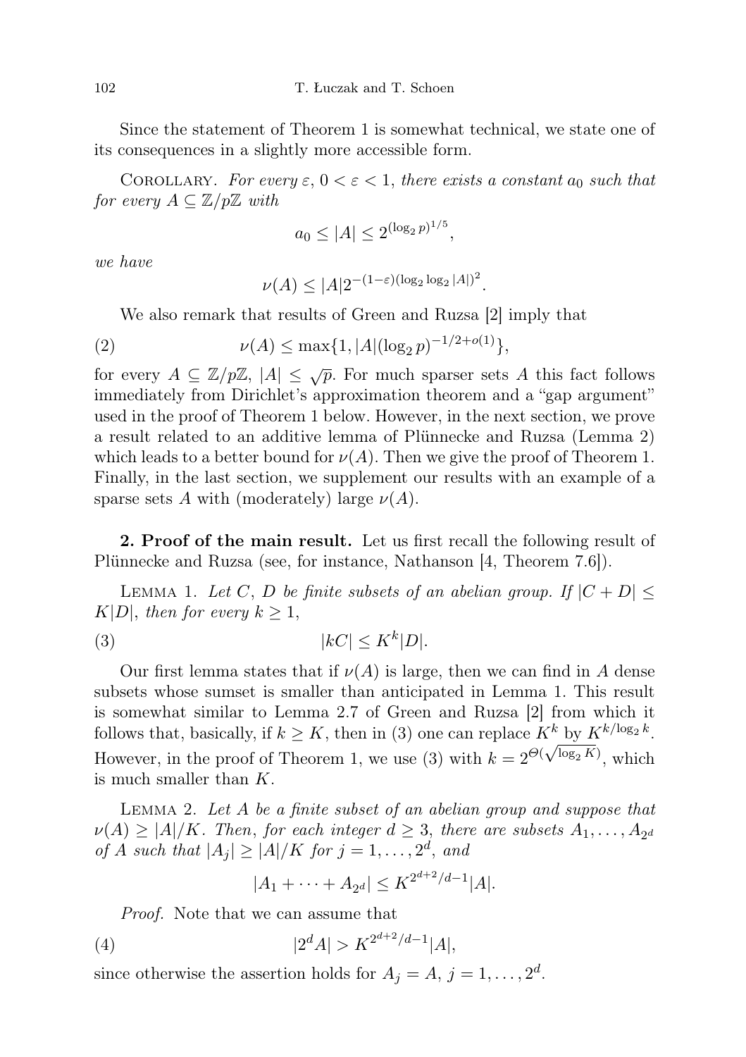Since the statement of Theorem 1 is somewhat technical, we state one of its consequences in a slightly more accessible form.

Corollary. *For every $\varepsilon$, $0 < \varepsilon < 1$, there exists a constant $a_0$ such that for every $A \subseteq \mathbb{Z}/p\mathbb{Z}$ with*

$$a_0 \le |A| \le 2^{(\log_2 p)^{1/5}},$$

*we have*

$$\nu(A) \le |A| 2^{-(1-\varepsilon)(\log_2 \log_2 |A|)^2}.$$

We also remark that results of Green and Ruzsa [2] imply that

$$\nu(A) \le \max\{1, |A|(\log_2 p)^{-1/2+o(1)}\}, \tag{2}$$

for every $A \subseteq \mathbb{Z}/p\mathbb{Z}$, $|A| \le \sqrt{p}$. For much sparser sets $A$ this fact follows immediately from Dirichlet's approximation theorem and a "gap argument" used in the proof of Theorem 1 below. However, in the next section, we prove a result related to an additive lemma of Plünnecke and Ruzsa (Lemma 2) which leads to a better bound for $\nu(A)$. Then we give the proof of Theorem 1. Finally, in the last section, we supplement our results with an example of a sparse sets $A$ with (moderately) large $\nu(A)$.

**2. Proof of the main result.** Let us first recall the following result of Plünnecke and Ruzsa (see, for instance, Nathanson [4, Theorem 7.6]).

Lemma 1. *Let $C$, $D$ be finite subsets of an abelian group. If $|C + D| \le K|D|$, then for every $k \ge 1$,*

$$|kC| \le K^k |D|. \tag{3}$$

Our first lemma states that if $\nu(A)$ is large, then we can find in $A$ dense subsets whose sumset is smaller than anticipated in Lemma 1. This result is somewhat similar to Lemma 2.7 of Green and Ruzsa [2] from which it follows that, basically, if $k \ge K$, then in (3) one can replace $K^k$ by $K^{k/\log_2 k}$. However, in the proof of Theorem 1, we use (3) with $k = 2^{\Theta(\sqrt{\log_2 K})}$, which is much smaller than $K$.

Lemma 2. *Let $A$ be a finite subset of an abelian group and suppose that $\nu(A) \ge |A|/K$. Then, for each integer $d \ge 3$, there are subsets $A_1, \dots, A_{2^d}$ of $A$ such that $|A_j| \ge |A|/K$ for $j = 1, \dots, 2^d$, and*

$$|A_1 + \dots + A_{2^d}| \le K^{2^{d+2}/d - 1} |A|.$$

*Proof.* Note that we can assume that

$$|2^d A| > K^{2^{d+2}/d-1} |A|, \tag{4}$$

since otherwise the assertion holds for $A_j = A$, $j = 1, \dots, 2^d$.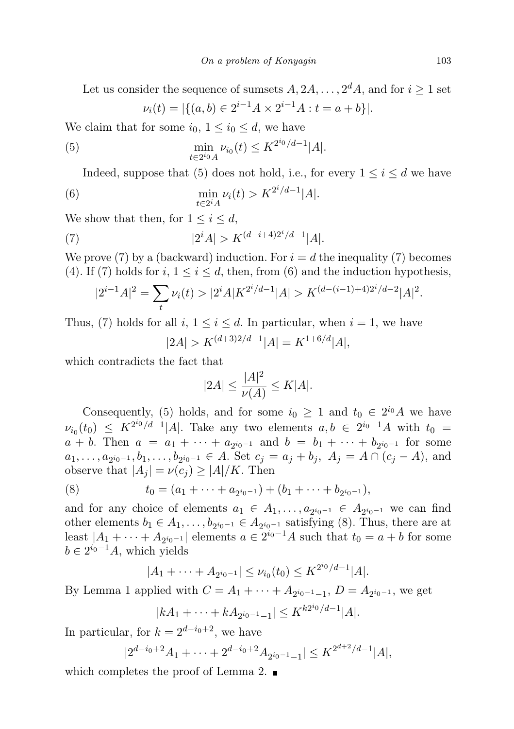Let us consider the sequence of sumsets $A, 2A, \ldots, 2^d A$, and for $i \geq 1$ set

$$\nu_i(t) = |\{(a, b) \in 2^{i-1}A \times 2^{i-1}A : t = a + b\}|.$$

We claim that for some $i_0$, $1 \leq i_0 \leq d$, we have

$$\min_{t \in 2^{i_0}A} \nu_{i_0}(t) \leq K^{2^{i_0}/d-1}|A|. \tag{5}$$

Indeed, suppose that (5) does not hold, i.e., for every $1 \leq i \leq d$ we have

$$\min_{t \in 2^{i}A} \nu_{i}(t) > K^{2^{i}/d-1}|A|. \tag{6}$$

We show that then, for $1 \leq i \leq d$,

$$|2^i A| > K^{(d-i+4)2^i/d-1}|A|. \tag{7}$$

We prove (7) by a (backward) induction. For $i = d$ the inequality (7) becomes (4). If (7) holds for $i$, $1 \leq i \leq d$, then, from (6) and the induction hypothesis,

$$|2^{i-1}A|^2 = \sum_t \nu_i(t) > |2^i A| K^{2^i/d-1}|A| > K^{(d-(i-1)+4)2^i/d-2}|A|^2.$$

Thus, (7) holds for all $i$, $1 \leq i \leq d$. In particular, when $i = 1$, we have

$$|2A| > K^{(d+3)2/d-1}|A| = K^{1+6/d}|A|,$$

which contradicts the fact that

$$|2A| \leq \frac{|A|^2}{\nu(A)} \leq K|A|.$$

Consequently, (5) holds, and for some $i_0 \geq 1$ and $t_0 \in 2^{i_0}A$ we have $\nu_{i_0}(t_0) \leq K^{2^{i_0}/d-1}|A|$. Take any two elements $a, b \in 2^{i_0-1}A$ with $t_0 = a + b$. Then $a = a_1 + \cdots + a_{2^{i_0-1}}$ and $b = b_1 + \cdots + b_{2^{i_0-1}}$ for some $a_1, \ldots, a_{2^{i_0-1}}, b_1, \ldots, b_{2^{i_0-1}} \in A$. Set $c_j = a_j + b_j$, $A_j = A \cap (c_j - A)$, and observe that $|A_j| = \nu(c_j) \geq |A|/K$. Then

$$t_0 = (a_1 + \cdots + a_{2^{i_0-1}}) + (b_1 + \cdots + b_{2^{i_0-1}}), \tag{8}$$

and for any choice of elements $a_1 \in A_1, \ldots, a_{2^{i_0-1}} \in A_{2^{i_0-1}}$ we can find other elements $b_1 \in A_1, \ldots, b_{2^{i_0-1}} \in A_{2^{i_0-1}}$ satisfying (8). Thus, there are at least $|A_1 + \cdots + A_{2^{i_0-1}}|$ elements $a \in 2^{i_0-1}A$ such that $t_0 = a + b$ for some $b \in 2^{i_0-1}A$, which yields

$$|A_1 + \cdots + A_{2^{i_0-1}}| \leq \nu_{i_0}(t_0) \leq K^{2^{i_0}/d-1}|A|.$$

By Lemma 1 applied with $C = A_1 + \cdots + A_{2^{i_0-1}-1}$, $D = A_{2^{i_0-1}}$, we get

$$|kA_1 + \cdots + kA_{2^{i_0-1}-1}| \leq K^{k2^{i_0}/d-1}|A|.$$

In particular, for $k = 2^{d-i_0+2}$, we have

$$|2^{d-i_0+2}A_1 + \cdots + 2^{d-i_0+2}A_{2^{i_0-1}-1}| \leq K^{2^{d+2}/d-1}|A|,$$

which completes the proof of Lemma 2. ∎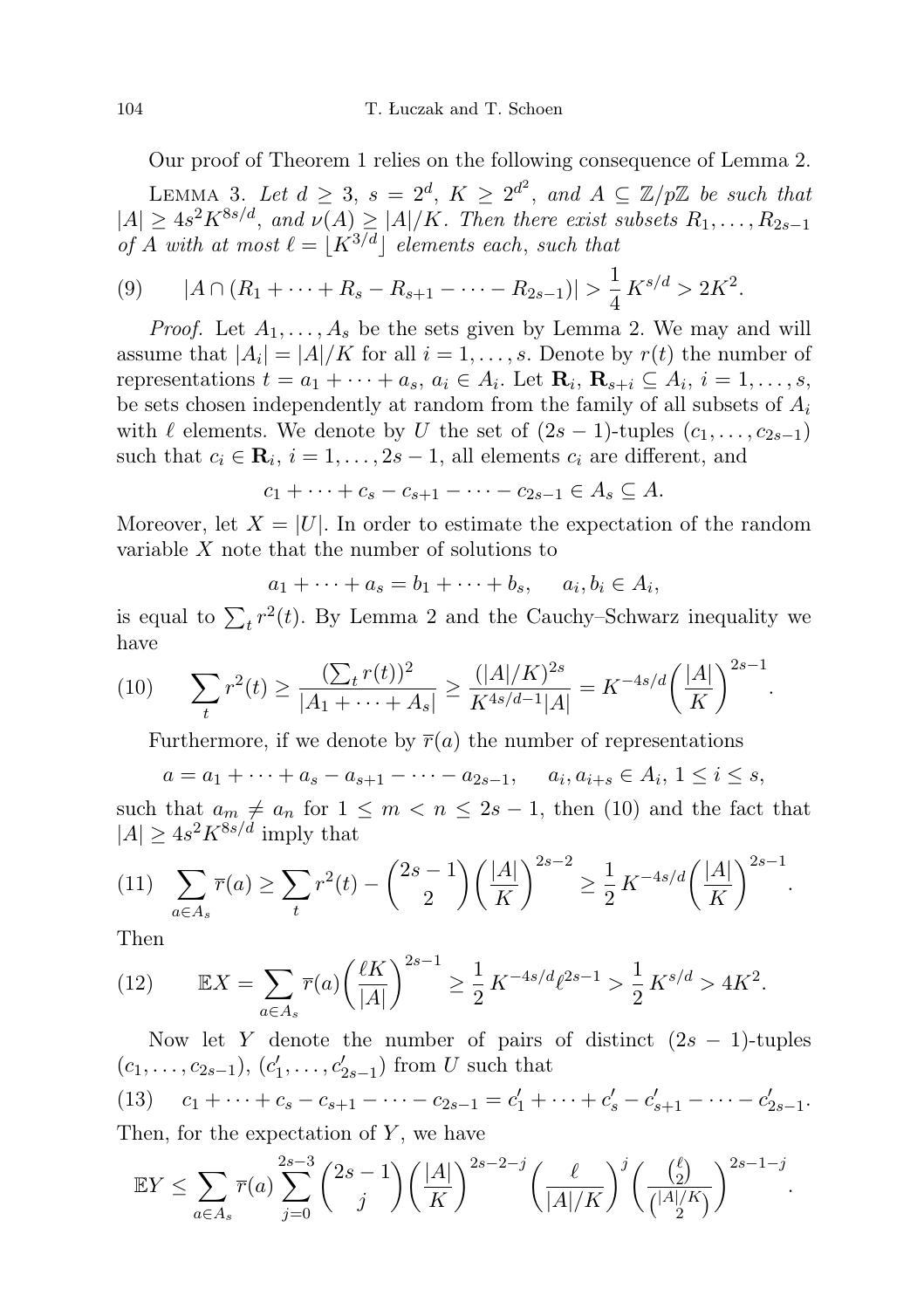Our proof of Theorem 1 relies on the following consequence of Lemma 2.

Lemma 3. *Let $d \geq 3$, $s = 2^d$, $K \geq 2^{d^2}$, and $A \subseteq \mathbb{Z}/p\mathbb{Z}$ be such that $|A| \geq 4s^2 K^{8s/d}$, and $\nu(A) \geq |A|/K$. Then there exist subsets $R_1, \ldots, R_{2s-1}$ of $A$ with at most $\ell = \lfloor K^{3/d} \rfloor$ elements each, such that*

$$|A \cap (R_1 + \cdots + R_s - R_{s+1} - \cdots - R_{2s-1})| > \frac{1}{4} K^{s/d} > 2K^2. \tag{9}$$

*Proof.* Let $A_1, \ldots, A_s$ be the sets given by Lemma 2. We may and will assume that $|A_i| = |A|/K$ for all $i = 1, \ldots, s$. Denote by $r(t)$ the number of representations $t = a_1 + \cdots + a_s$, $a_i \in A_i$. Let $\mathbf{R}_i$, $\mathbf{R}_{s+i} \subseteq A_i$, $i = 1, \ldots, s$, be sets chosen independently at random from the family of all subsets of $A_i$ with $\ell$ elements. We denote by $U$ the set of $(2s-1)$-tuples $(c_1, \ldots, c_{2s-1})$ such that $c_i \in \mathbf{R}_i$, $i = 1, \ldots, 2s-1$, all elements $c_i$ are different, and

$$c_1 + \cdots + c_s - c_{s+1} - \cdots - c_{2s-1} \in A_s \subseteq A.$$

Moreover, let $X = |U|$. In order to estimate the expectation of the random variable $X$ note that the number of solutions to

$$a_1 + \cdots + a_s = b_1 + \cdots + b_s, \quad a_i, b_i \in A_i,$$

is equal to $\sum_t r^2(t)$. By Lemma 2 and the Cauchy–Schwarz inequality we have

$$\sum_t r^2(t) \geq \frac{(\sum_t r(t))^2}{|A_1 + \cdots + A_s|} \geq \frac{(|A|/K)^{2s}}{K^{4s/d-1}|A|} = K^{-4s/d} \left(\frac{|A|}{K}\right)^{2s-1}. \tag{10}$$

Furthermore, if we denote by $\overline{r}(a)$ the number of representations

$$a = a_1 + \cdots + a_s - a_{s+1} - \cdots - a_{2s-1}, \quad a_i, a_{i+s} \in A_i,\ 1 \leq i \leq s,$$

such that $a_m \neq a_n$ for $1 \leq m < n \leq 2s-1$, then (10) and the fact that $|A| \geq 4s^2 K^{8s/d}$ imply that

$$\sum_{a \in A_s} \overline{r}(a) \geq \sum_t r^2(t) - \binom{2s-1}{2} \left(\frac{|A|}{K}\right)^{2s-2} \geq \frac{1}{2} K^{-4s/d} \left(\frac{|A|}{K}\right)^{2s-1}. \tag{11}$$

Then

$$\mathbb{E}X = \sum_{a \in A_s} \overline{r}(a) \left(\frac{\ell K}{|A|}\right)^{2s-1} \geq \frac{1}{2} K^{-4s/d} \ell^{2s-1} > \frac{1}{2} K^{s/d} > 4K^2. \tag{12}$$

Now let $Y$ denote the number of pairs of distinct $(2s-1)$-tuples $(c_1, \ldots, c_{2s-1})$, $(c_1', \ldots, c_{2s-1}')$ from $U$ such that

$$c_1 + \cdots + c_s - c_{s+1} - \cdots - c_{2s-1} = c_1' + \cdots + c_s' - c_{s+1}' - \cdots - c_{2s-1}'. \tag{13}$$

Then, for the expectation of $Y$, we have

$$\mathbb{E}Y \leq \sum_{a \in A_s} \overline{r}(a) \sum_{j=0}^{2s-3} \binom{2s-1}{j} \left(\frac{|A|}{K}\right)^{2s-2-j} \left(\frac{\ell}{|A|/K}\right)^j \left(\frac{\binom{\ell}{2}}{\binom{|A|/K}{2}}\right)^{2s-1-j}.$$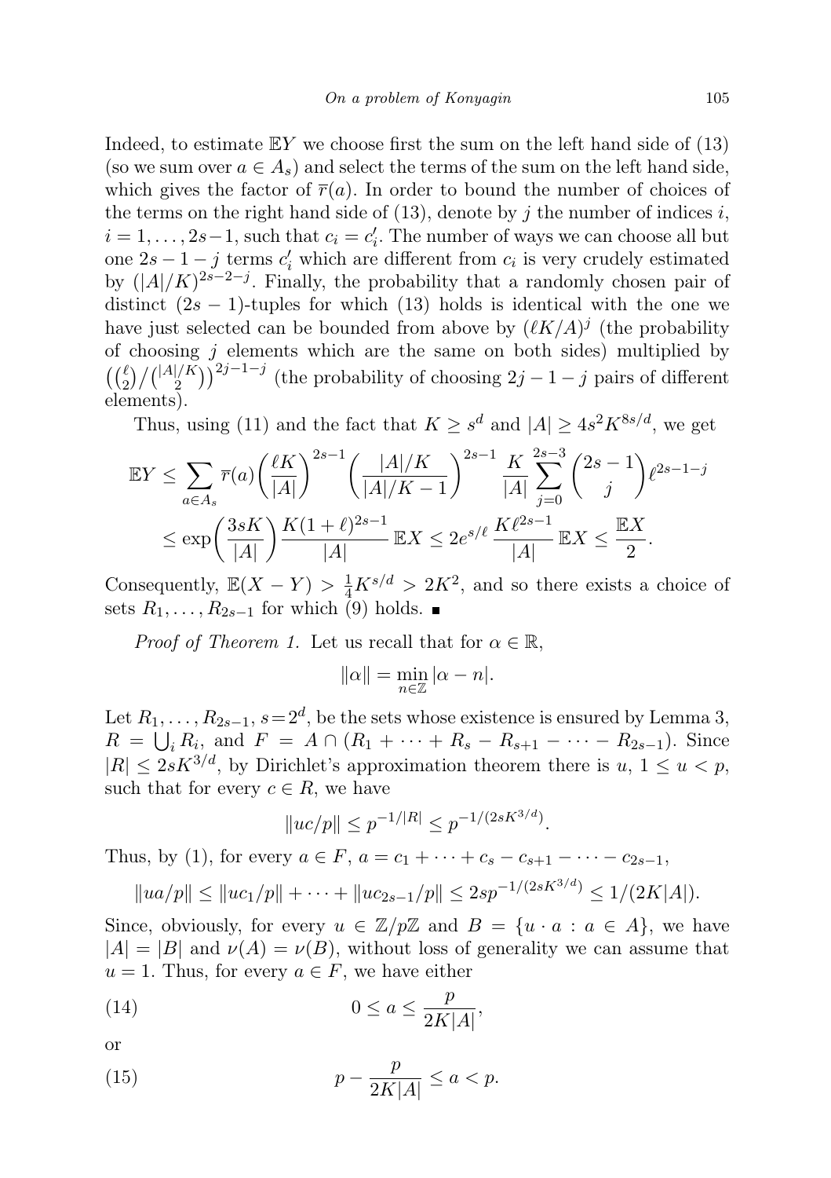Indeed, to estimate $\mathbb{E}Y$ we choose first the sum on the left hand side of (13) (so we sum over $a \in A_s$) and select the terms of the sum on the left hand side, which gives the factor of $\overline{r}(a)$. In order to bound the number of choices of the terms on the right hand side of (13), denote by $j$ the number of indices $i$, $i = 1, \ldots, 2s-1$, such that $c_i = c_i'$. The number of ways we can choose all but one $2s-1-j$ terms $c_i'$ which are different from $c_i$ is very crudely estimated by $(|A|/K)^{2s-2-j}$. Finally, the probability that a randomly chosen pair of distinct $(2s-1)$-tuples for which (13) holds is identical with the one we have just selected can be bounded from above by $(\ell K/A)^j$ (the probability of choosing $j$ elements which are the same on both sides) multiplied by $\left(\binom{\ell}{2}/\binom{|A|/K}{2}\right)^{2j-1-j}$ (the probability of choosing $2j-1-j$ pairs of different elements).

Thus, using (11) and the fact that $K \geq s^d$ and $|A| \geq 4s^2K^{8s/d}$, we get

$$\mathbb{E}Y \leq \sum_{a \in A_s} \overline{r}(a) \left(\frac{\ell K}{|A|}\right)^{2s-1} \left(\frac{|A|/K}{|A|/K-1}\right)^{2s-1} \frac{K}{|A|} \sum_{j=0}^{2s-3} \binom{2s-1}{j} \ell^{2s-1-j}$$

$$\leq \exp\left(\frac{3sK}{|A|}\right) \frac{K(1+\ell)^{2s-1}}{|A|} \mathbb{E}X \leq 2e^{s/\ell} \frac{K\ell^{2s-1}}{|A|} \mathbb{E}X \leq \frac{\mathbb{E}X}{2}.$$

Consequently, $\mathbb{E}(X-Y) > \frac{1}{4}K^{s/d} > 2K^2$, and so there exists a choice of sets $R_1, \ldots, R_{2s-1}$ for which (9) holds. ∎

*Proof of Theorem 1.* Let us recall that for $\alpha \in \mathbb{R}$,

$$\|\alpha\| = \min_{n \in \mathbb{Z}} |\alpha - n|.$$

Let $R_1, \ldots, R_{2s-1}$, $s = 2^d$, be the sets whose existence is ensured by Lemma 3, $R = \bigcup_i R_i$, and $F = A \cap (R_1 + \cdots + R_s - R_{s+1} - \cdots - R_{2s-1})$. Since $|R| \leq 2sK^{3/d}$, by Dirichlet's approximation theorem there is $u$, $1 \leq u < p$, such that for every $c \in R$, we have

$$\|uc/p\| \leq p^{-1/|R|} \leq p^{-1/(2sK^{3/d})}.$$

Thus, by (1), for every $a \in F$, $a = c_1 + \cdots + c_s - c_{s+1} - \cdots - c_{2s-1}$,

$$\|ua/p\| \leq \|uc_1/p\| + \cdots + \|uc_{2s-1}/p\| \leq 2sp^{-1/(2sK^{3/d})} \leq 1/(2K|A|).$$

Since, obviously, for every $u \in \mathbb{Z}/p\mathbb{Z}$ and $B = \{u \cdot a : a \in A\}$, we have $|A| = |B|$ and $\nu(A) = \nu(B)$, without loss of generality we can assume that $u = 1$. Thus, for every $a \in F$, we have either

$$0 \leq a \leq \frac{p}{2K|A|}, \tag{14}$$

or

$$p - \frac{p}{2K|A|} \leq a < p. \tag{15}$$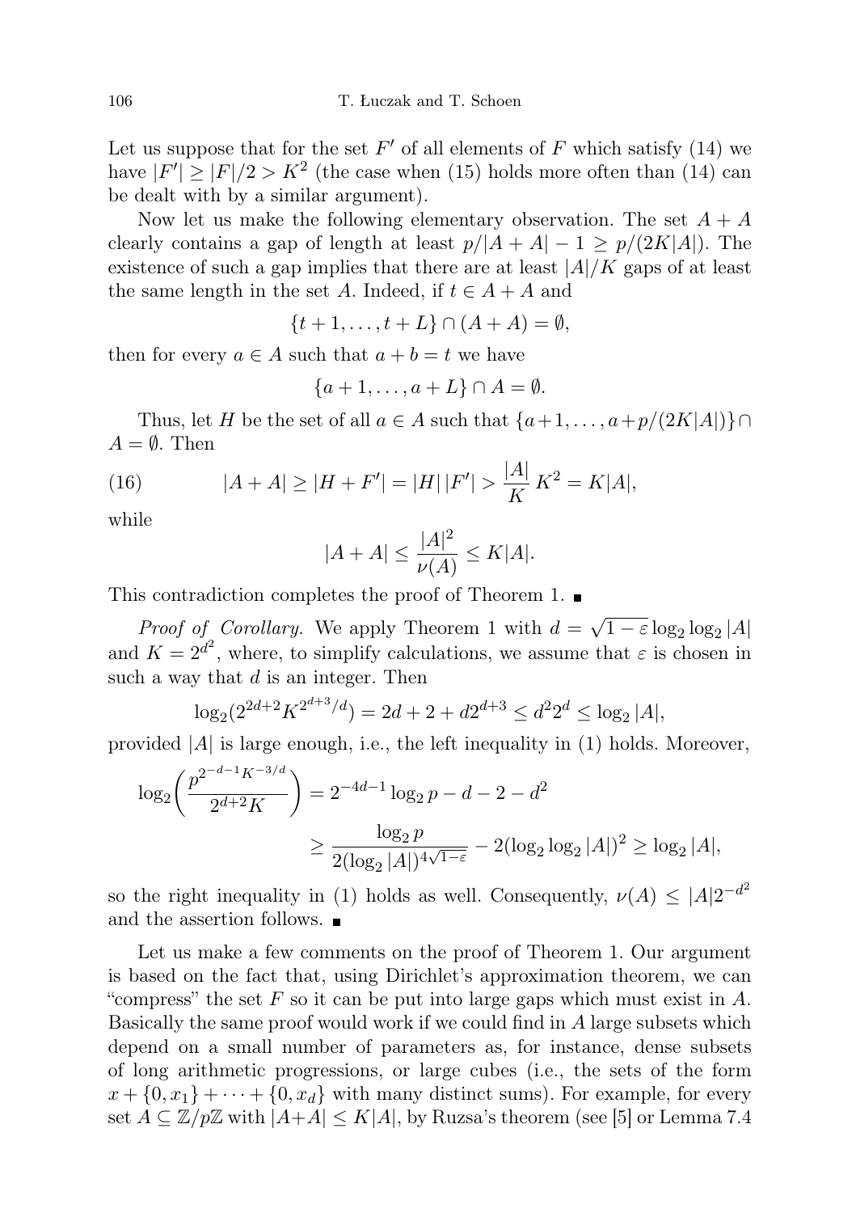Let us suppose that for the set $F'$ of all elements of $F$ which satisfy (14) we have $|F'| \geq |F|/2 > K^2$ (the case when (15) holds more often than (14) can be dealt with by a similar argument).

Now let us make the following elementary observation. The set $A + A$ clearly contains a gap of length at least $p/|A+A| - 1 \geq p/(2K|A|)$. The existence of such a gap implies that there are at least $|A|/K$ gaps of at least the same length in the set $A$. Indeed, if $t \in A + A$ and

$$\{t+1, \ldots, t+L\} \cap (A+A) = \emptyset,$$

then for every $a \in A$ such that $a + b = t$ we have

$$\{a+1, \ldots, a+L\} \cap A = \emptyset.$$

Thus, let $H$ be the set of all $a \in A$ such that $\{a+1, \ldots, a+p/(2K|A|)\} \cap A = \emptyset$. Then

$$|A+A| \geq |H+F'| = |H|\,|F'| > \frac{|A|}{K} K^2 = K|A|, \tag{16}$$

while

$$|A+A| \leq \frac{|A|^2}{\nu(A)} \leq K|A|.$$

This contradiction completes the proof of Theorem 1. ■

*Proof of Corollary.* We apply Theorem 1 with $d = \sqrt{1-\varepsilon}\log_2\log_2|A|$ and $K = 2^{d^2}$, where, to simplify calculations, we assume that $\varepsilon$ is chosen in such a way that $d$ is an integer. Then

$$\log_2(2^{2d+2}K^{2^{d+3}/d}) = 2d + 2 + d2^{d+3} \leq d^2 2^d \leq \log_2|A|,$$

provided $|A|$ is large enough, i.e., the left inequality in (1) holds. Moreover,

$$\begin{aligned}\log_2\bigg(\frac{p^{2^{-d-1}K^{-3/d}}}{2^{d+2}K}\bigg) &= 2^{-4d-1}\log_2 p - d - 2 - d^2 \\ &\geq \frac{\log_2 p}{2(\log_2|A|)^{4\sqrt{1-\varepsilon}}} - 2(\log_2\log_2|A|)^2 \geq \log_2|A|,\end{aligned}$$

so the right inequality in (1) holds as well. Consequently, $\nu(A) \leq |A|2^{-d^2}$ and the assertion follows. ■

Let us make a few comments on the proof of Theorem 1. Our argument is based on the fact that, using Dirichlet's approximation theorem, we can "compress" the set $F$ so it can be put into large gaps which must exist in $A$. Basically the same proof would work if we could find in $A$ large subsets which depend on a small number of parameters as, for instance, dense subsets of long arithmetic progressions, or large cubes (i.e., the sets of the form $x + \{0, x_1\} + \cdots + \{0, x_d\}$ with many distinct sums). For example, for every set $A \subseteq \mathbb{Z}/p\mathbb{Z}$ with $|A+A| \leq K|A|$, by Ruzsa's theorem (see [5] or Lemma 7.4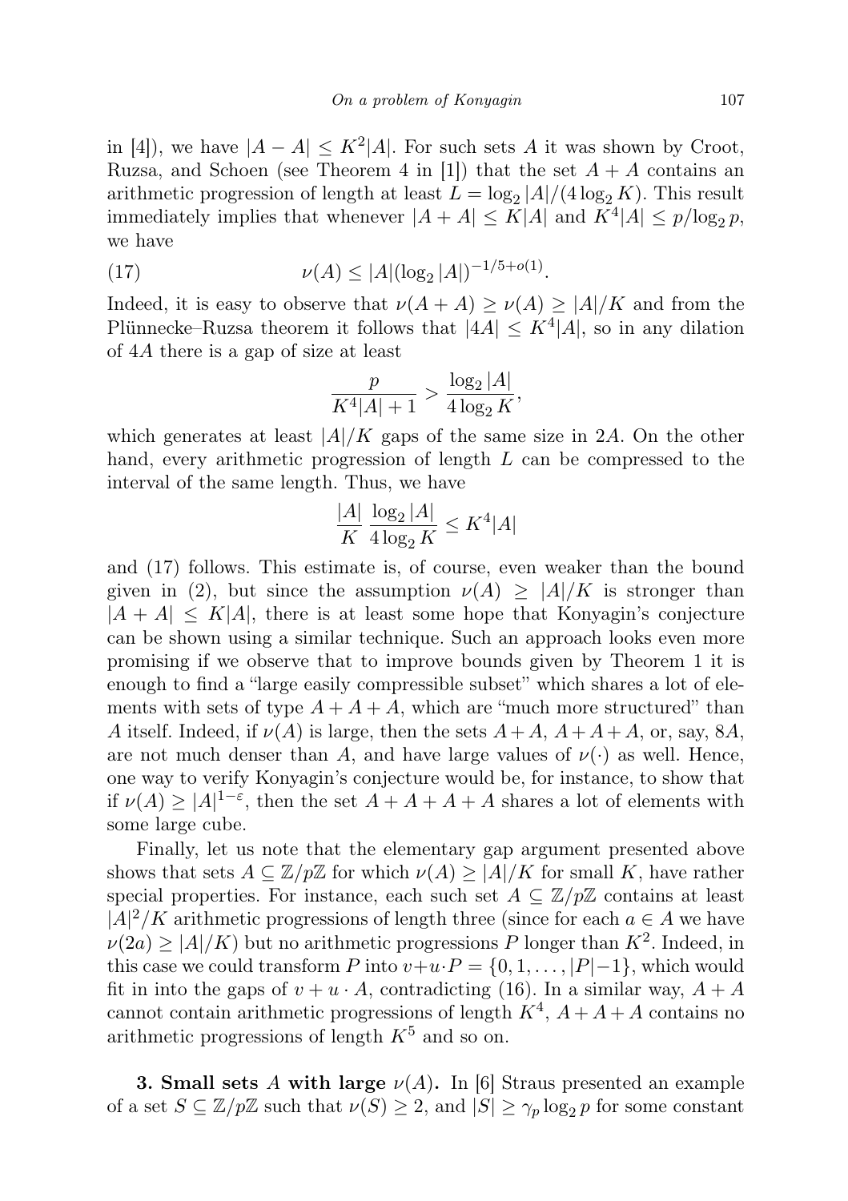in [4]), we have $|A - A| \le K^2|A|$. For such sets $A$ it was shown by Croot, Ruzsa, and Schoen (see Theorem 4 in [1]) that the set $A + A$ contains an arithmetic progression of length at least $L = \log_2 |A|/(4 \log_2 K)$. This result immediately implies that whenever $|A + A| \le K|A|$ and $K^4|A| \le p/\log_2 p$, we have

$$\nu(A) \le |A|(\log_2 |A|)^{-1/5+o(1)}. \tag{17}$$

Indeed, it is easy to observe that $\nu(A + A) \ge \nu(A) \ge |A|/K$ and from the Plünnecke–Ruzsa theorem it follows that $|4A| \le K^4|A|$, so in any dilation of $4A$ there is a gap of size at least

$$\frac{p}{K^4|A| + 1} > \frac{\log_2 |A|}{4 \log_2 K},$$

which generates at least $|A|/K$ gaps of the same size in $2A$. On the other hand, every arithmetic progression of length $L$ can be compressed to the interval of the same length. Thus, we have

$$\frac{|A|}{K}\,\frac{\log_2 |A|}{4 \log_2 K} \le K^4|A|$$

and (17) follows. This estimate is, of course, even weaker than the bound given in (2), but since the assumption $\nu(A) \ge |A|/K$ is stronger than $|A + A| \le K|A|$, there is at least some hope that Konyagin's conjecture can be shown using a similar technique. Such an approach looks even more promising if we observe that to improve bounds given by Theorem 1 it is enough to find a "large easily compressible subset" which shares a lot of elements with sets of type $A + A + A$, which are "much more structured" than $A$ itself. Indeed, if $\nu(A)$ is large, then the sets $A + A$, $A + A + A$, or, say, $8A$, are not much denser than $A$, and have large values of $\nu(\cdot)$ as well. Hence, one way to verify Konyagin's conjecture would be, for instance, to show that if $\nu(A) \ge |A|^{1-\varepsilon}$, then the set $A + A + A + A$ shares a lot of elements with some large cube.

Finally, let us note that the elementary gap argument presented above shows that sets $A \subseteq \mathbb{Z}/p\mathbb{Z}$ for which $\nu(A) \ge |A|/K$ for small $K$, have rather special properties. For instance, each such set $A \subseteq \mathbb{Z}/p\mathbb{Z}$ contains at least $|A|^2/K$ arithmetic progressions of length three (since for each $a \in A$ we have $\nu(2a) \ge |A|/K$) but no arithmetic progressions $P$ longer than $K^2$. Indeed, in this case we could transform $P$ into $v + u \cdot P = \{0, 1, \ldots, |P|-1\}$, which would fit in into the gaps of $v + u \cdot A$, contradicting (16). In a similar way, $A + A$ cannot contain arithmetic progressions of length $K^4$, $A + A + A$ contains no arithmetic progressions of length $K^5$ and so on.

**3. Small sets $A$ with large $\nu(A)$.** In [6] Straus presented an example of a set $S \subseteq \mathbb{Z}/p\mathbb{Z}$ such that $\nu(S) \ge 2$, and $|S| \ge \gamma_p \log_2 p$ for some constant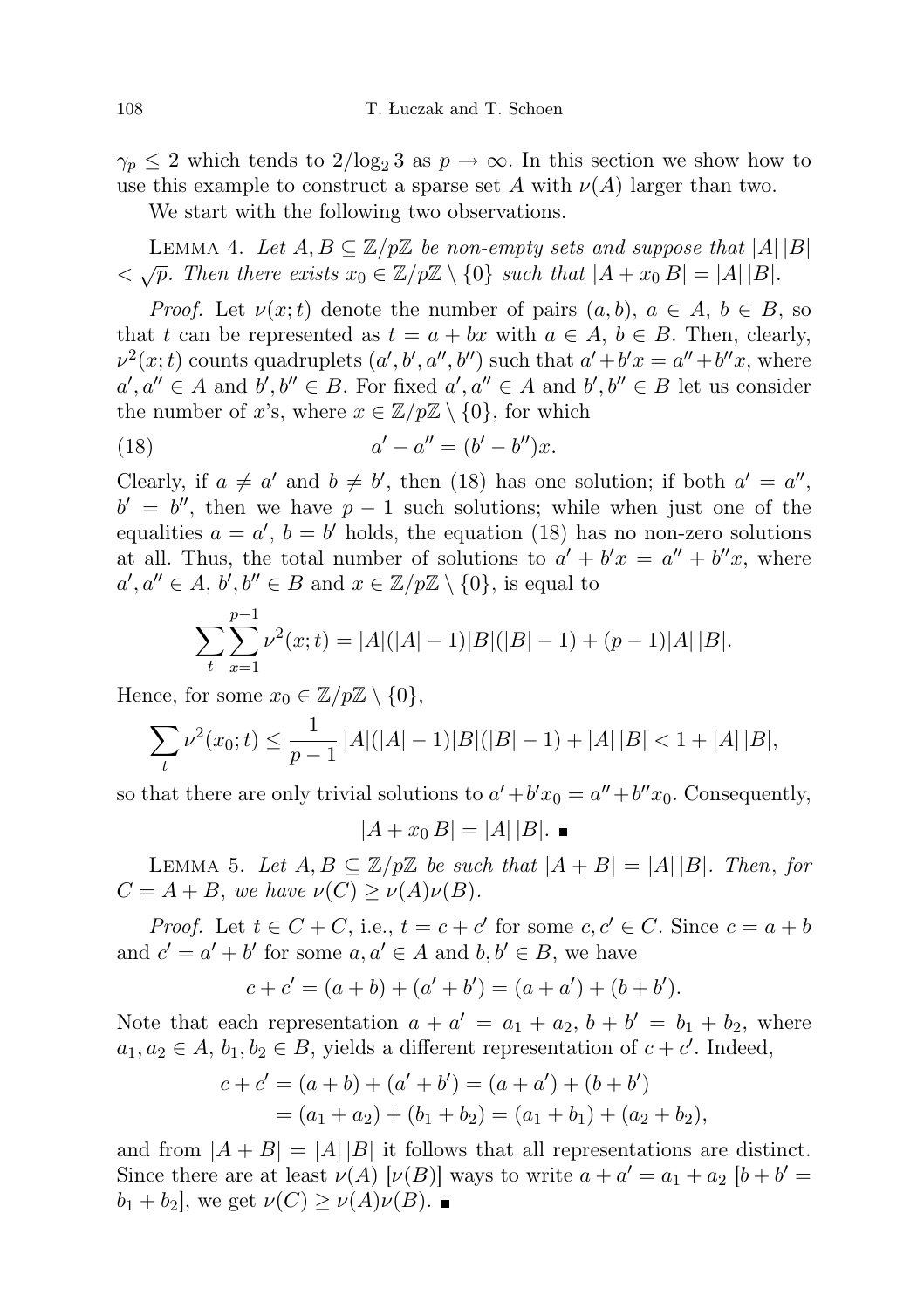$\gamma_p \le 2$ which tends to $2/\log_2 3$ as $p \to \infty$. In this section we show how to use this example to construct a sparse set $A$ with $\nu(A)$ larger than two.

We start with the following two observations.

Lemma 4. *Let $A, B \subseteq \mathbb{Z}/p\mathbb{Z}$ be non-empty sets and suppose that $|A|\,|B| < \sqrt{p}$. Then there exists $x_0 \in \mathbb{Z}/p\mathbb{Z} \setminus \{0\}$ such that $|A + x_0\, B| = |A|\,|B|$.*

*Proof.* Let $\nu(x;t)$ denote the number of pairs $(a,b)$, $a \in A$, $b \in B$, so that $t$ can be represented as $t = a + bx$ with $a \in A$, $b \in B$. Then, clearly, $\nu^2(x;t)$ counts quadruplets $(a', b', a'', b'')$ such that $a' + b'x = a'' + b''x$, where $a', a'' \in A$ and $b', b'' \in B$. For fixed $a', a'' \in A$ and $b', b'' \in B$ let us consider the number of $x$'s, where $x \in \mathbb{Z}/p\mathbb{Z} \setminus \{0\}$, for which

$$a' - a'' = (b' - b'')x. \tag{18}$$

Clearly, if $a \ne a'$ and $b \ne b'$, then (18) has one solution; if both $a' = a''$, $b' = b''$, then we have $p-1$ such solutions; while when just one of the equalities $a = a'$, $b = b'$ holds, the equation (18) has no non-zero solutions at all. Thus, the total number of solutions to $a' + b'x = a'' + b''x$, where $a', a'' \in A$, $b', b'' \in B$ and $x \in \mathbb{Z}/p\mathbb{Z} \setminus \{0\}$, is equal to

$$\sum_t \sum_{x=1}^{p-1} \nu^2(x;t) = |A|(|A|-1)|B|(|B|-1) + (p-1)|A|\,|B|.$$

Hence, for some $x_0 \in \mathbb{Z}/p\mathbb{Z} \setminus \{0\}$,

$$\sum_t \nu^2(x_0;t) \le \frac{1}{p-1}\,|A|(|A|-1)|B|(|B|-1) + |A|\,|B| < 1 + |A|\,|B|,$$

so that there are only trivial solutions to $a' + b'x_0 = a'' + b''x_0$. Consequently,

$$|A + x_0\, B| = |A|\,|B|. \ \blacksquare$$

Lemma 5. *Let $A, B \subseteq \mathbb{Z}/p\mathbb{Z}$ be such that $|A + B| = |A|\,|B|$. Then, for $C = A + B$, we have $\nu(C) \ge \nu(A)\nu(B)$.*

*Proof.* Let $t \in C + C$, i.e., $t = c + c'$ for some $c, c' \in C$. Since $c = a + b$ and $c' = a' + b'$ for some $a, a' \in A$ and $b, b' \in B$, we have

$$c + c' = (a + b) + (a' + b') = (a + a') + (b + b').$$

Note that each representation $a + a' = a_1 + a_2$, $b + b' = b_1 + b_2$, where $a_1, a_2 \in A$, $b_1, b_2 \in B$, yields a different representation of $c + c'$. Indeed,

$$\begin{aligned} c + c' &= (a + b) + (a' + b') = (a + a') + (b + b') \\ &= (a_1 + a_2) + (b_1 + b_2) = (a_1 + b_1) + (a_2 + b_2), \end{aligned}$$

and from $|A + B| = |A|\,|B|$ it follows that all representations are distinct. Since there are at least $\nu(A)$ [$\nu(B)$] ways to write $a + a' = a_1 + a_2$ [$b + b' = b_1 + b_2$], we get $\nu(C) \ge \nu(A)\nu(B)$. $\blacksquare$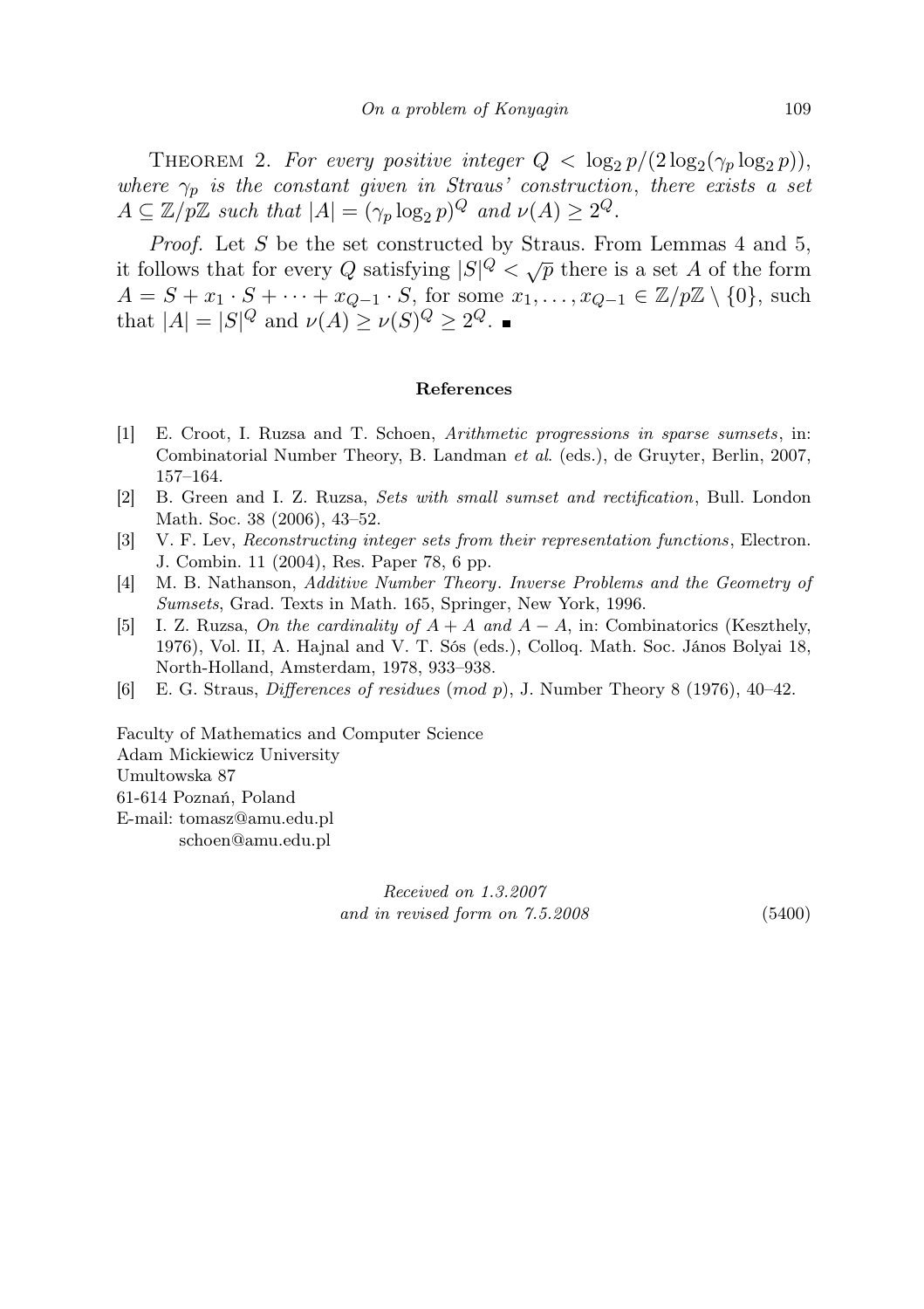THEOREM 2. *For every positive integer* $Q < \log_2 p/(2\log_2(\gamma_p \log_2 p))$, *where* $\gamma_p$ *is the constant given in Straus' construction*, *there exists a set* $A \subseteq \mathbb{Z}/p\mathbb{Z}$ *such that* $|A| = (\gamma_p \log_2 p)^Q$ *and* $\nu(A) \geq 2^Q$.

*Proof.* Let $S$ be the set constructed by Straus. From Lemmas 4 and 5, it follows that for every $Q$ satisfying $|S|^Q < \sqrt{p}$ there is a set $A$ of the form $A = S + x_1 \cdot S + \cdots + x_{Q-1} \cdot S$, for some $x_1, \ldots, x_{Q-1} \in \mathbb{Z}/p\mathbb{Z} \setminus \{0\}$, such that $|A| = |S|^Q$ and $\nu(A) \geq \nu(S)^Q \geq 2^Q$. ∎

## References

[1] E. Croot, I. Ruzsa and T. Schoen, *Arithmetic progressions in sparse sumsets*, in: Combinatorial Number Theory, B. Landman *et al.* (eds.), de Gruyter, Berlin, 2007, 157–164.

[2] B. Green and I. Z. Ruzsa, *Sets with small sumset and rectification*, Bull. London Math. Soc. 38 (2006), 43–52.

[3] V. F. Lev, *Reconstructing integer sets from their representation functions*, Electron. J. Combin. 11 (2004), Res. Paper 78, 6 pp.

[4] M. B. Nathanson, *Additive Number Theory. Inverse Problems and the Geometry of Sumsets*, Grad. Texts in Math. 165, Springer, New York, 1996.

[5] I. Z. Ruzsa, *On the cardinality of* $A + A$ *and* $A - A$, in: Combinatorics (Keszthely, 1976), Vol. II, A. Hajnal and V. T. Sós (eds.), Colloq. Math. Soc. János Bolyai 18, North-Holland, Amsterdam, 1978, 933–938.

[6] E. G. Straus, *Differences of residues* (*mod* $p$), J. Number Theory 8 (1976), 40–42.

Faculty of Mathematics and Computer Science
Adam Mickiewicz University
Umultowska 87
61-614 Poznań, Poland
E-mail: tomasz@amu.edu.pl
schoen@amu.edu.pl

*Received on 1.3.2007*
*and in revised form on 7.5.2008* (5400)